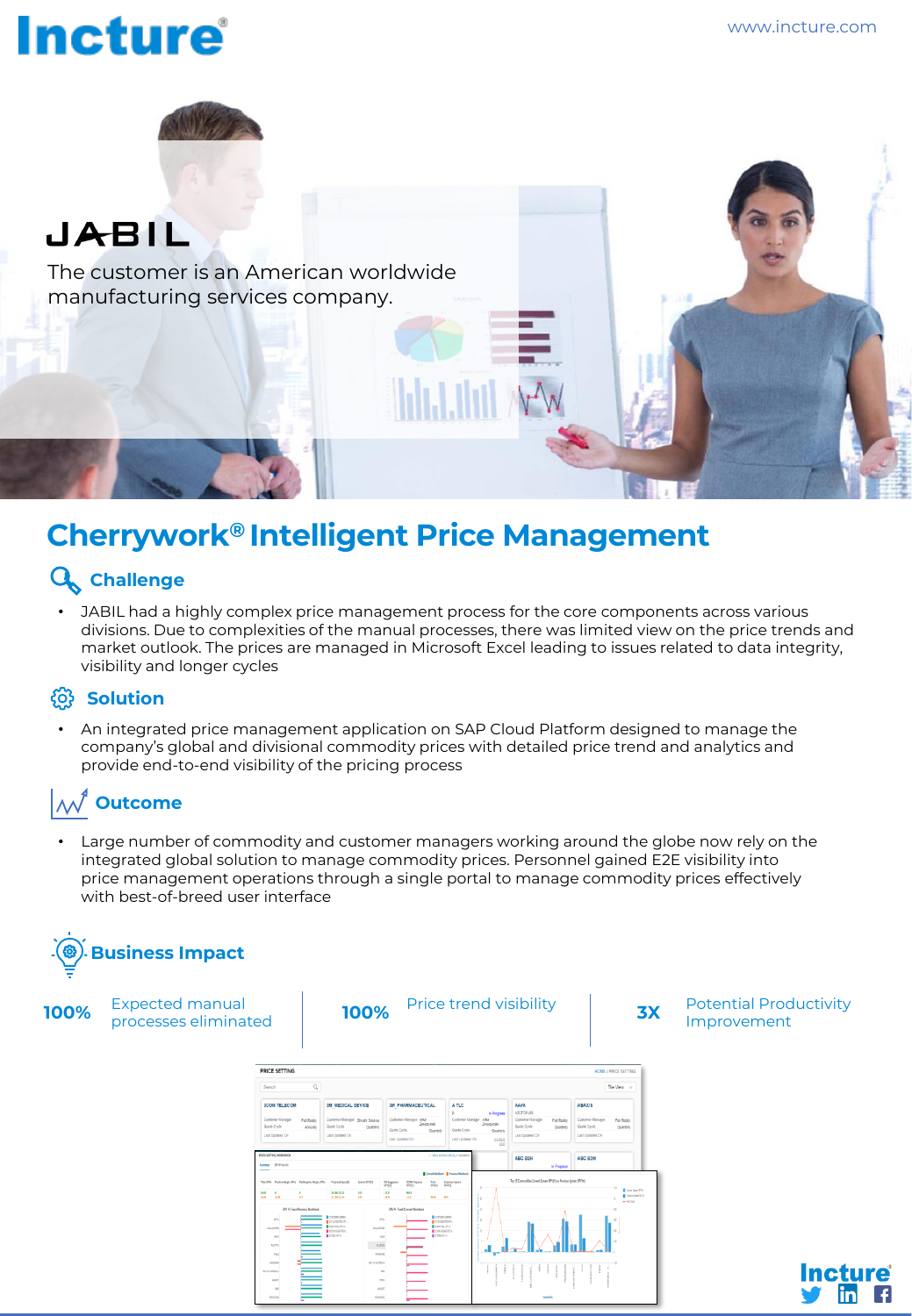# JABIL

The customer is an American worldwide manufacturing services company.

## Cherrywork® Intelligent Price Management

### Challenge

- JABIL had a highly complex price management process for the core components across various divisions. Due to complexities of the manual processes, there was limited view on the price trends and market outlook. The prices are managed in Microsoft Excel leading to issues related to data integrity, visibility and longer cycles

### Solution

- An integrated price management application on SAP Cloud Platform designed to manage the company's global and divisional commodity prices with detailed price trend and analytics and provide end-to-end visibility of the pricing process

### Outcome

- Large number of commodity and customer managers working around the globe now rely on the integrated global solution to manage commodity prices. Personnel gained E2E visibility into price management operations through a single portal to manage commodity prices effectively with best-of-breed user interface

### Business Impact

**100%** Expected manual processes eliminated

**100%** Price trend visibility

**3X** Potential Productivity Improvement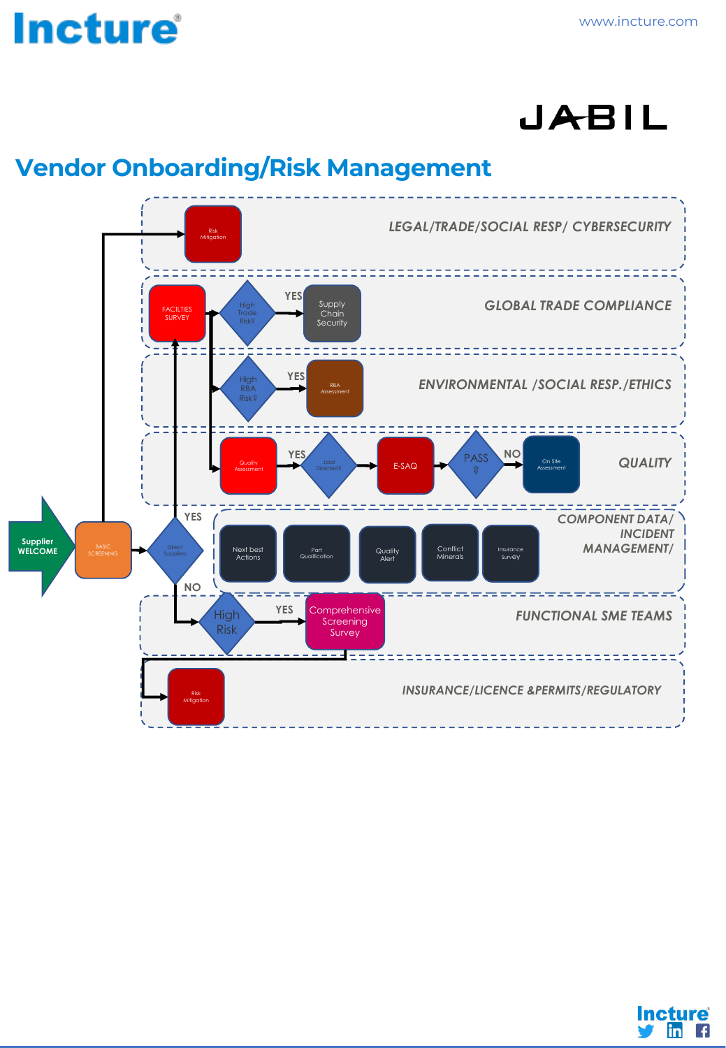## Vendor Onboarding/Risk Management

LEGAL/TRADE/SOCIAL RESP/ CYBERSECURITY

Risk Mitigation

GLOBAL TRADE COMPLIANCE

FACILTIES SURVEY

High Trade Risk?

YES

Supply Chain Security

ENVIRONMENTAL /SOCIAL RESP./ETHICS

High RBA Risk?

YES

RBA Assessment

QUALITY

Quality Assessment

YES

Jabil Directed?

E-SAQ

PASS ?

NO

On Site Assessment

Supplier WELCOME

BASIC SCREENING

Direct Suppliers

YES

NO

COMPONENT DATA/ INCIDENT MANAGEMENT/

Next best Actions

Part Qualification

Quality Alert

Conflict Minerals

Insurance Survey

FUNCTIONAL SME TEAMS

High Risk

YES

Comprehensive Screening Survey

INSURANCE/LICENCE &PERMITS/REGULATORY

Risk Mitigation